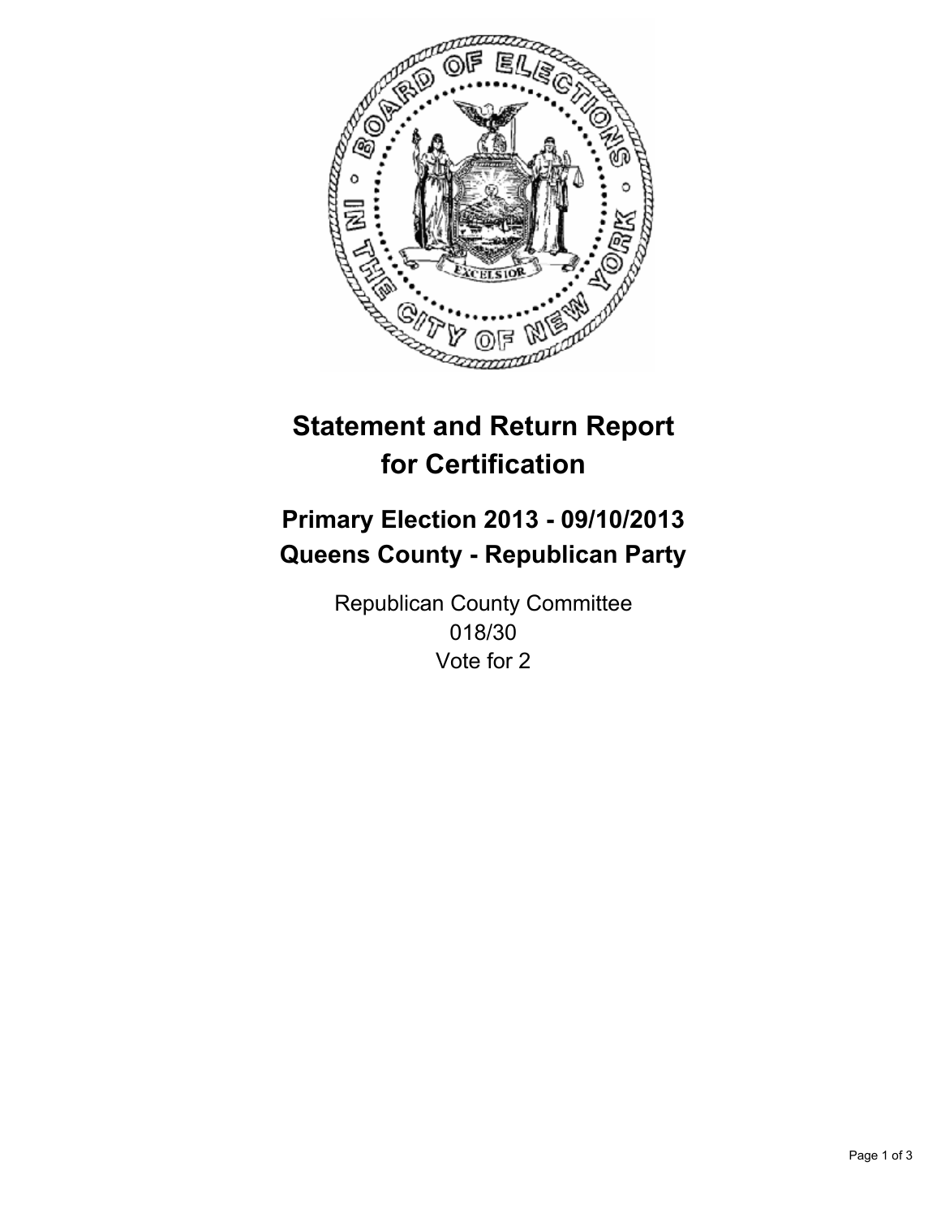# Statement and Return Report for Certification

## Primary Election 2013 - 09/10/2013
## Queens County - Republican Party

Republican County Committee
018/30
Vote for 2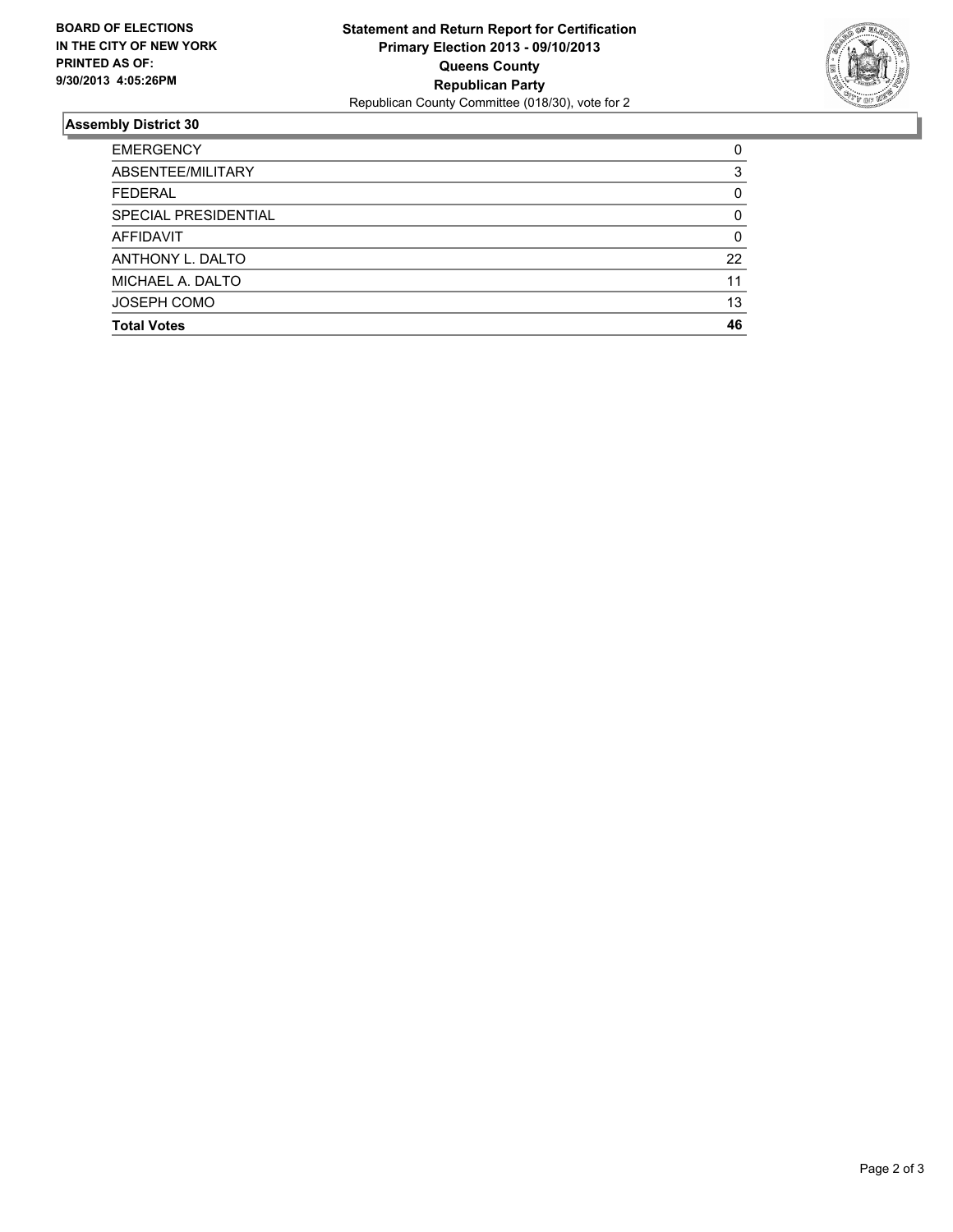**BOARD OF ELECTIONS IN THE CITY OF NEW YORK PRINTED AS OF: 9/30/2013 4:05:26PM**

**Statement and Return Report for Certification**
**Primary Election 2013 - 09/10/2013**
**Queens County**
**Republican Party**
Republican County Committee (018/30), vote for 2

## Assembly District 30

| | |
|---|---|
| EMERGENCY | 0 |
| ABSENTEE/MILITARY | 3 |
| FEDERAL | 0 |
| SPECIAL PRESIDENTIAL | 0 |
| AFFIDAVIT | 0 |
| ANTHONY L. DALTO | 22 |
| MICHAEL A. DALTO | 11 |
| JOSEPH COMO | 13 |
| **Total Votes** | **46** |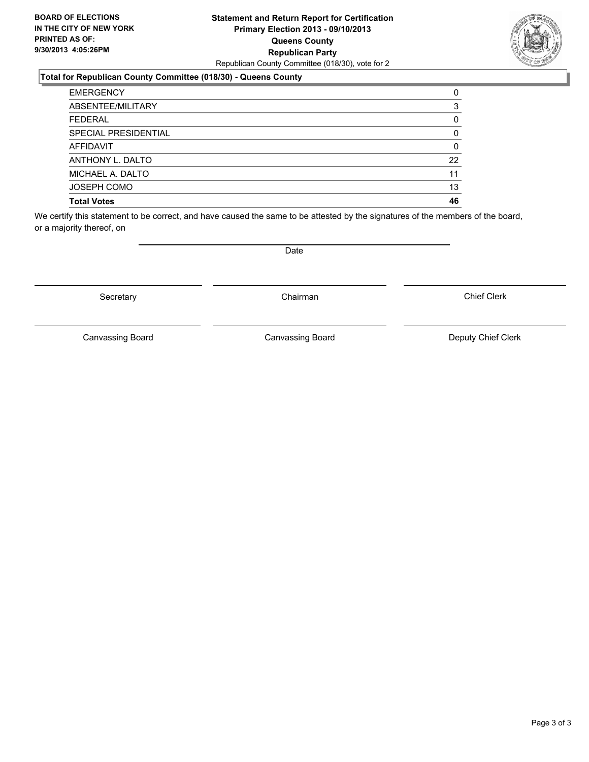**BOARD OF ELECTIONS**
**IN THE CITY OF NEW YORK**
**PRINTED AS OF:**
**9/30/2013 4:05:26PM**

**Statement and Return Report for Certification**
**Primary Election 2013 - 09/10/2013**
**Queens County**
**Republican Party**
Republican County Committee (018/30), vote for 2

### Total for Republican County Committee (018/30) - Queens County

| | |
|---|---|
| EMERGENCY | 0 |
| ABSENTEE/MILITARY | 3 |
| FEDERAL | 0 |
| SPECIAL PRESIDENTIAL | 0 |
| AFFIDAVIT | 0 |
| ANTHONY L. DALTO | 22 |
| MICHAEL A. DALTO | 11 |
| JOSEPH COMO | 13 |
| **Total Votes** | **46** |

We certify this statement to be correct, and have caused the same to be attested by the signatures of the members of the board, or a majority thereof, on

Date

Secretary

Chairman

Chief Clerk

Canvassing Board

Canvassing Board

Deputy Chief Clerk